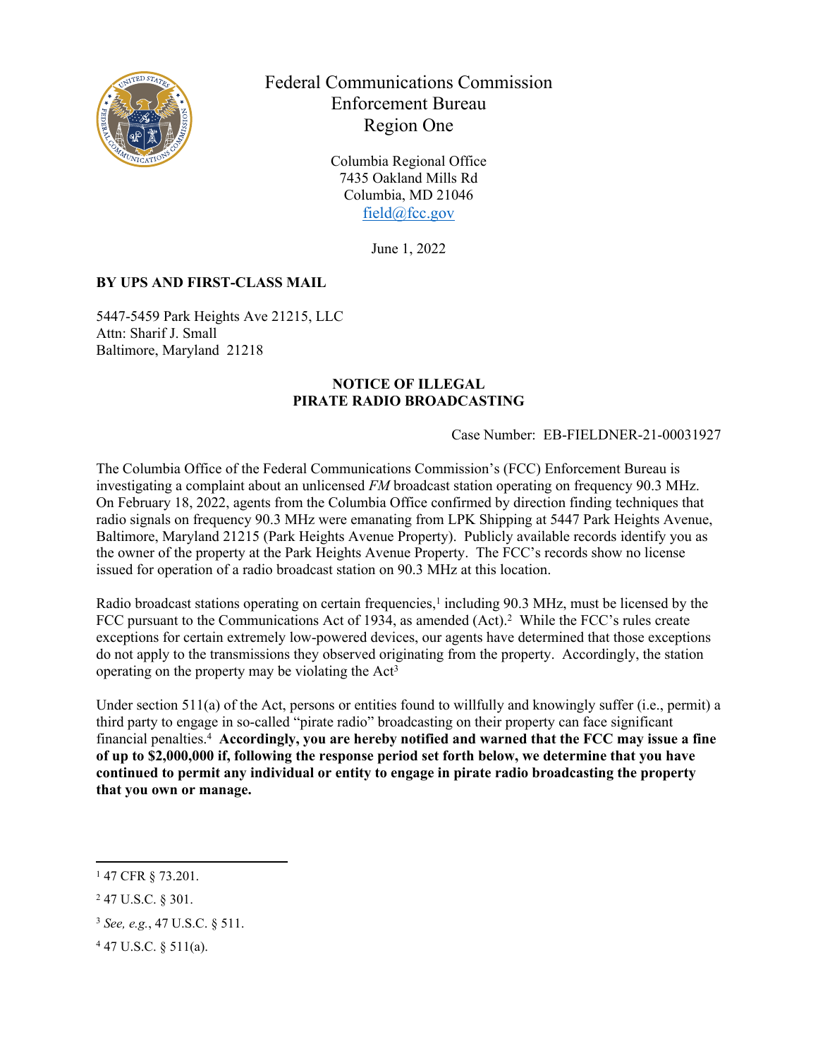Federal Communications Commission
Enforcement Bureau
Region One

Columbia Regional Office
7435 Oakland Mills Rd
Columbia, MD 21046
field@fcc.gov

June 1, 2022

**BY UPS AND FIRST-CLASS MAIL**

5447-5459 Park Heights Ave 21215, LLC
Attn: Sharif J. Small
Baltimore, Maryland 21218

**NOTICE OF ILLEGAL
PIRATE RADIO BROADCASTING**

Case Number: EB-FIELDNER-21-00031927

The Columbia Office of the Federal Communications Commission's (FCC) Enforcement Bureau is investigating a complaint about an unlicensed *FM* broadcast station operating on frequency 90.3 MHz. On February 18, 2022, agents from the Columbia Office confirmed by direction finding techniques that radio signals on frequency 90.3 MHz were emanating from LPK Shipping at 5447 Park Heights Avenue, Baltimore, Maryland 21215 (Park Heights Avenue Property). Publicly available records identify you as the owner of the property at the Park Heights Avenue Property. The FCC's records show no license issued for operation of a radio broadcast station on 90.3 MHz at this location.

Radio broadcast stations operating on certain frequencies,[1] including 90.3 MHz, must be licensed by the FCC pursuant to the Communications Act of 1934, as amended (Act).[2] While the FCC's rules create exceptions for certain extremely low-powered devices, our agents have determined that those exceptions do not apply to the transmissions they observed originating from the property. Accordingly, the station operating on the property may be violating the Act[3]

Under section 511(a) of the Act, persons or entities found to willfully and knowingly suffer (i.e., permit) a third party to engage in so-called "pirate radio" broadcasting on their property can face significant financial penalties.[4] **Accordingly, you are hereby notified and warned that the FCC may issue a fine of up to $2,000,000 if, following the response period set forth below, we determine that you have continued to permit any individual or entity to engage in pirate radio broadcasting the property that you own or manage.**

---

[1] 47 CFR § 73.201.

[2] 47 U.S.C. § 301.

[3] *See, e.g.*, 47 U.S.C. § 511.

[4] 47 U.S.C. § 511(a).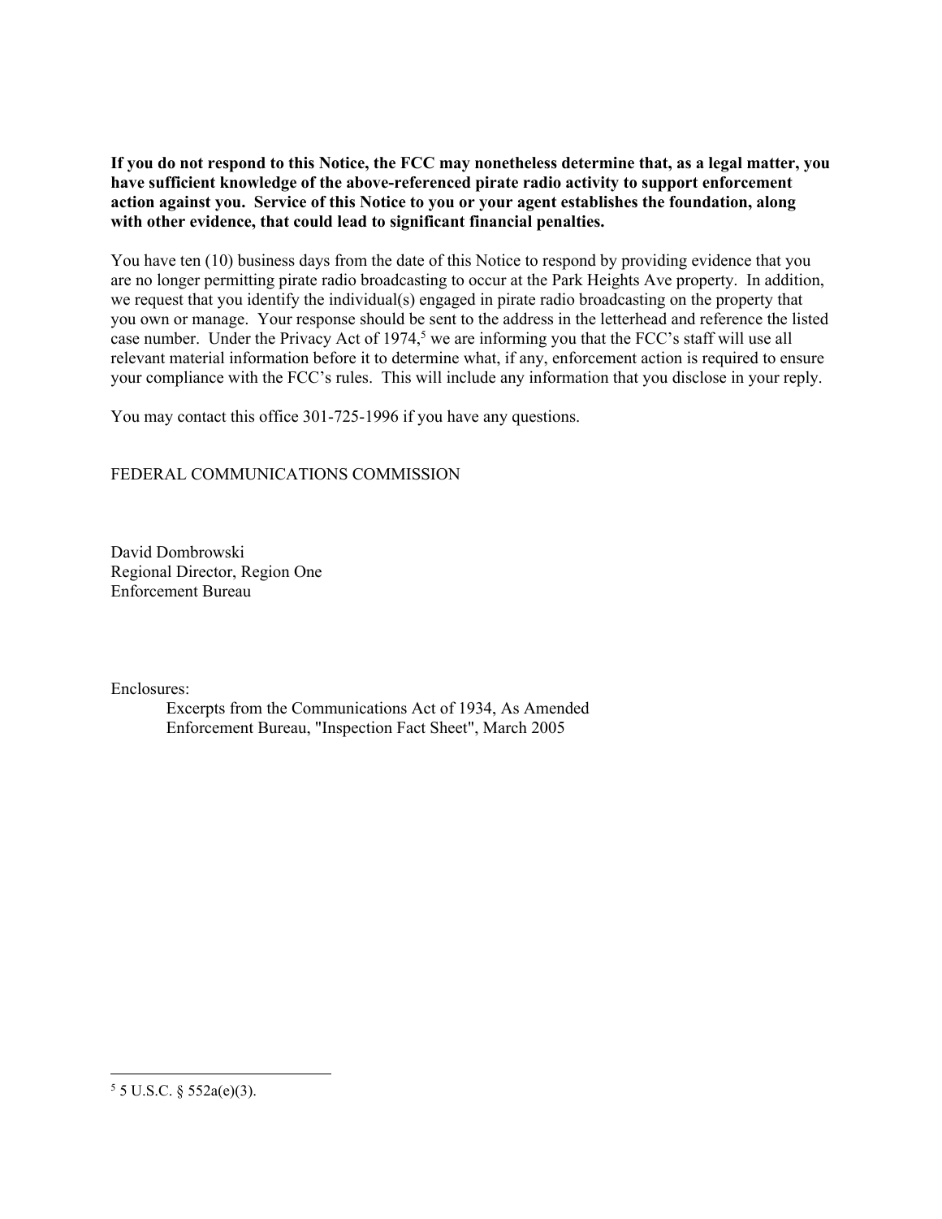**If you do not respond to this Notice, the FCC may nonetheless determine that, as a legal matter, you have sufficient knowledge of the above-referenced pirate radio activity to support enforcement action against you. Service of this Notice to you or your agent establishes the foundation, along with other evidence, that could lead to significant financial penalties.**

You have ten (10) business days from the date of this Notice to respond by providing evidence that you are no longer permitting pirate radio broadcasting to occur at the Park Heights Ave property. In addition, we request that you identify the individual(s) engaged in pirate radio broadcasting on the property that you own or manage. Your response should be sent to the address in the letterhead and reference the listed case number. Under the Privacy Act of 1974,[5] we are informing you that the FCC's staff will use all relevant material information before it to determine what, if any, enforcement action is required to ensure your compliance with the FCC's rules. This will include any information that you disclose in your reply.

You may contact this office 301-725-1996 if you have any questions.

FEDERAL COMMUNICATIONS COMMISSION

David Dombrowski
Regional Director, Region One
Enforcement Bureau

Enclosures:
Excerpts from the Communications Act of 1934, As Amended
Enforcement Bureau, "Inspection Fact Sheet", March 2005

[5] 5 U.S.C. § 552a(e)(3).